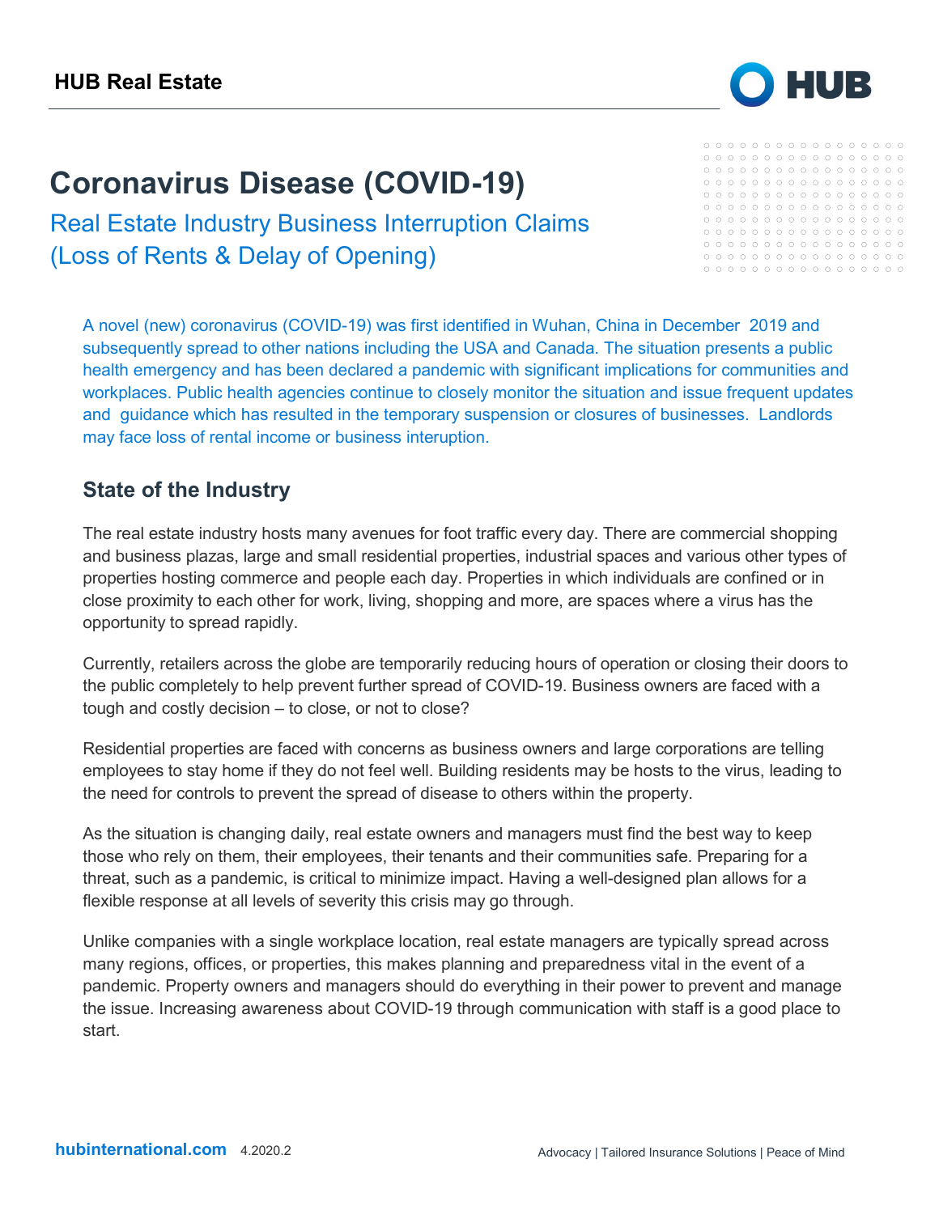HUB Real Estate

# Coronavirus Disease (COVID-19)

## Real Estate Industry Business Interruption Claims (Loss of Rents & Delay of Opening)

A novel (new) coronavirus (COVID-19) was first identified in Wuhan, China in December 2019 and subsequently spread to other nations including the USA and Canada. The situation presents a public health emergency and has been declared a pandemic with significant implications for communities and workplaces. Public health agencies continue to closely monitor the situation and issue frequent updates and guidance which has resulted in the temporary suspension or closures of businesses. Landlords may face loss of rental income or business interuption.

## State of the Industry

The real estate industry hosts many avenues for foot traffic every day. There are commercial shopping and business plazas, large and small residential properties, industrial spaces and various other types of properties hosting commerce and people each day. Properties in which individuals are confined or in close proximity to each other for work, living, shopping and more, are spaces where a virus has the opportunity to spread rapidly.

Currently, retailers across the globe are temporarily reducing hours of operation or closing their doors to the public completely to help prevent further spread of COVID-19. Business owners are faced with a tough and costly decision – to close, or not to close?

Residential properties are faced with concerns as business owners and large corporations are telling employees to stay home if they do not feel well. Building residents may be hosts to the virus, leading to the need for controls to prevent the spread of disease to others within the property.

As the situation is changing daily, real estate owners and managers must find the best way to keep those who rely on them, their employees, their tenants and their communities safe. Preparing for a threat, such as a pandemic, is critical to minimize impact. Having a well-designed plan allows for a flexible response at all levels of severity this crisis may go through.

Unlike companies with a single workplace location, real estate managers are typically spread across many regions, offices, or properties, this makes planning and preparedness vital in the event of a pandemic. Property owners and managers should do everything in their power to prevent and manage the issue. Increasing awareness about COVID-19 through communication with staff is a good place to start.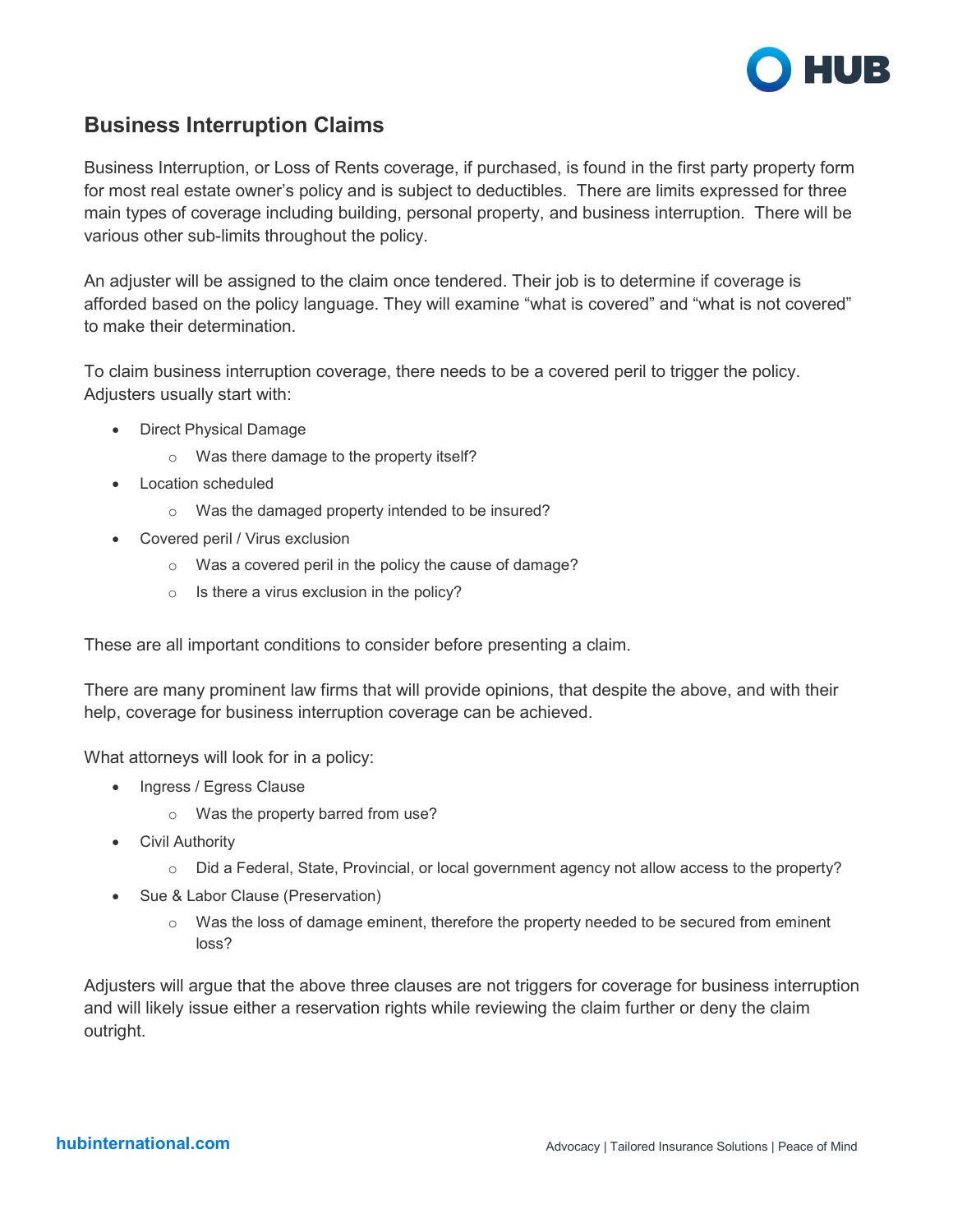## Business Interruption Claims

Business Interruption, or Loss of Rents coverage, if purchased, is found in the first party property form for most real estate owner's policy and is subject to deductibles. There are limits expressed for three main types of coverage including building, personal property, and business interruption. There will be various other sub-limits throughout the policy.

An adjuster will be assigned to the claim once tendered. Their job is to determine if coverage is afforded based on the policy language. They will examine "what is covered" and "what is not covered" to make their determination.

To claim business interruption coverage, there needs to be a covered peril to trigger the policy. Adjusters usually start with:

- Direct Physical Damage
  - Was there damage to the property itself?
- Location scheduled
  - Was the damaged property intended to be insured?
- Covered peril / Virus exclusion
  - Was a covered peril in the policy the cause of damage?
  - Is there a virus exclusion in the policy?

These are all important conditions to consider before presenting a claim.

There are many prominent law firms that will provide opinions, that despite the above, and with their help, coverage for business interruption coverage can be achieved.

What attorneys will look for in a policy:

- Ingress / Egress Clause
  - Was the property barred from use?
- Civil Authority
  - Did a Federal, State, Provincial, or local government agency not allow access to the property?
- Sue & Labor Clause (Preservation)
  - Was the loss of damage eminent, therefore the property needed to be secured from eminent loss?

Adjusters will argue that the above three clauses are not triggers for coverage for business interruption and will likely issue either a reservation rights while reviewing the claim further or deny the claim outright.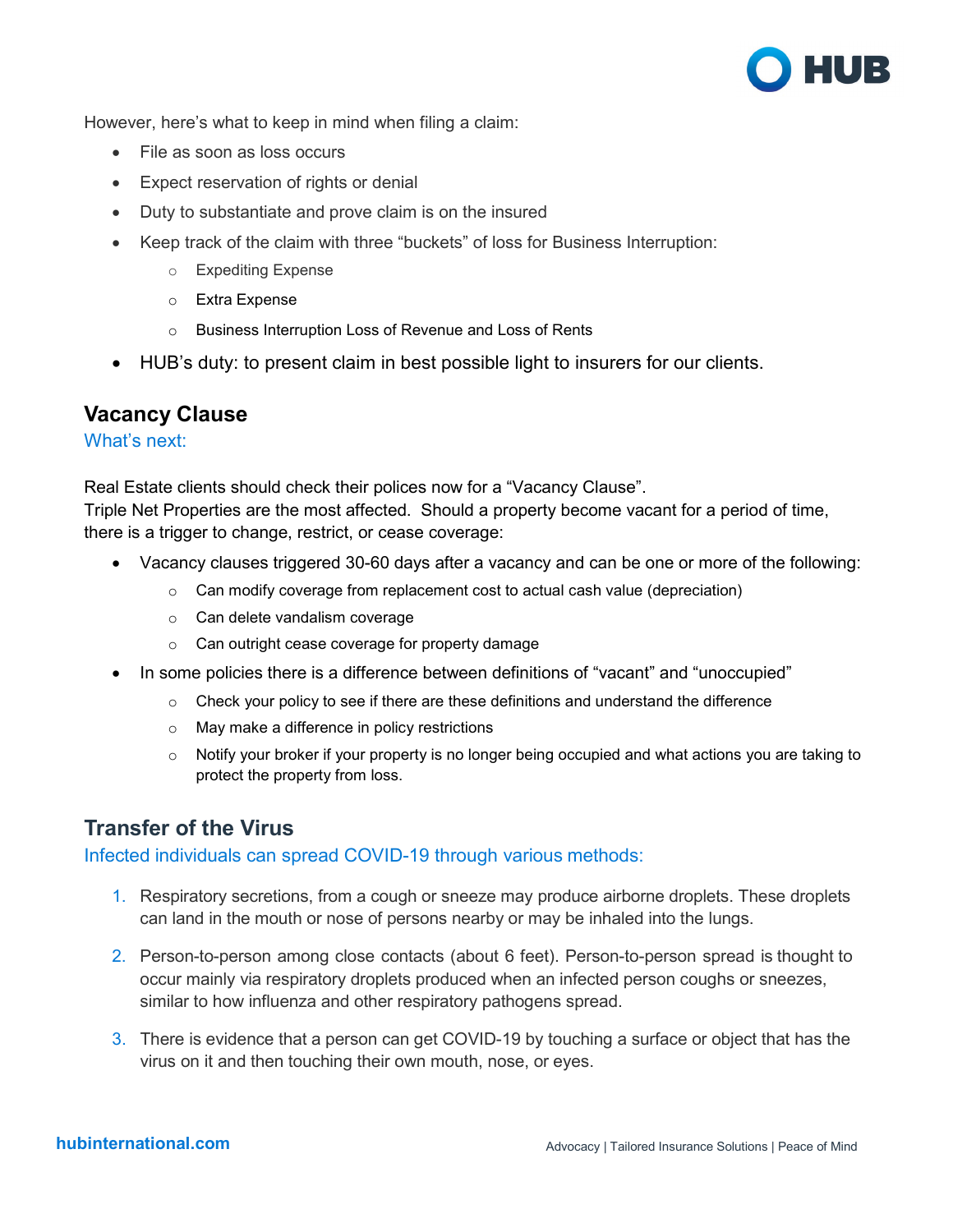However, here's what to keep in mind when filing a claim:

- File as soon as loss occurs
- Expect reservation of rights or denial
- Duty to substantiate and prove claim is on the insured
- Keep track of the claim with three "buckets" of loss for Business Interruption:
  - Expediting Expense
  - Extra Expense
  - Business Interruption Loss of Revenue and Loss of Rents
- HUB's duty: to present claim in best possible light to insurers for our clients.

## Vacancy Clause

### What's next:

Real Estate clients should check their polices now for a "Vacancy Clause".
Triple Net Properties are the most affected. Should a property become vacant for a period of time, there is a trigger to change, restrict, or cease coverage:

- Vacancy clauses triggered 30-60 days after a vacancy and can be one or more of the following:
  - Can modify coverage from replacement cost to actual cash value (depreciation)
  - Can delete vandalism coverage
  - Can outright cease coverage for property damage
- In some policies there is a difference between definitions of "vacant" and "unoccupied"
  - Check your policy to see if there are these definitions and understand the difference
  - May make a difference in policy restrictions
  - Notify your broker if your property is no longer being occupied and what actions you are taking to protect the property from loss.

## Transfer of the Virus

### Infected individuals can spread COVID-19 through various methods:

1. Respiratory secretions, from a cough or sneeze may produce airborne droplets. These droplets can land in the mouth or nose of persons nearby or may be inhaled into the lungs.
2. Person-to-person among close contacts (about 6 feet). Person-to-person spread is thought to occur mainly via respiratory droplets produced when an infected person coughs or sneezes, similar to how influenza and other respiratory pathogens spread.
3. There is evidence that a person can get COVID-19 by touching a surface or object that has the virus on it and then touching their own mouth, nose, or eyes.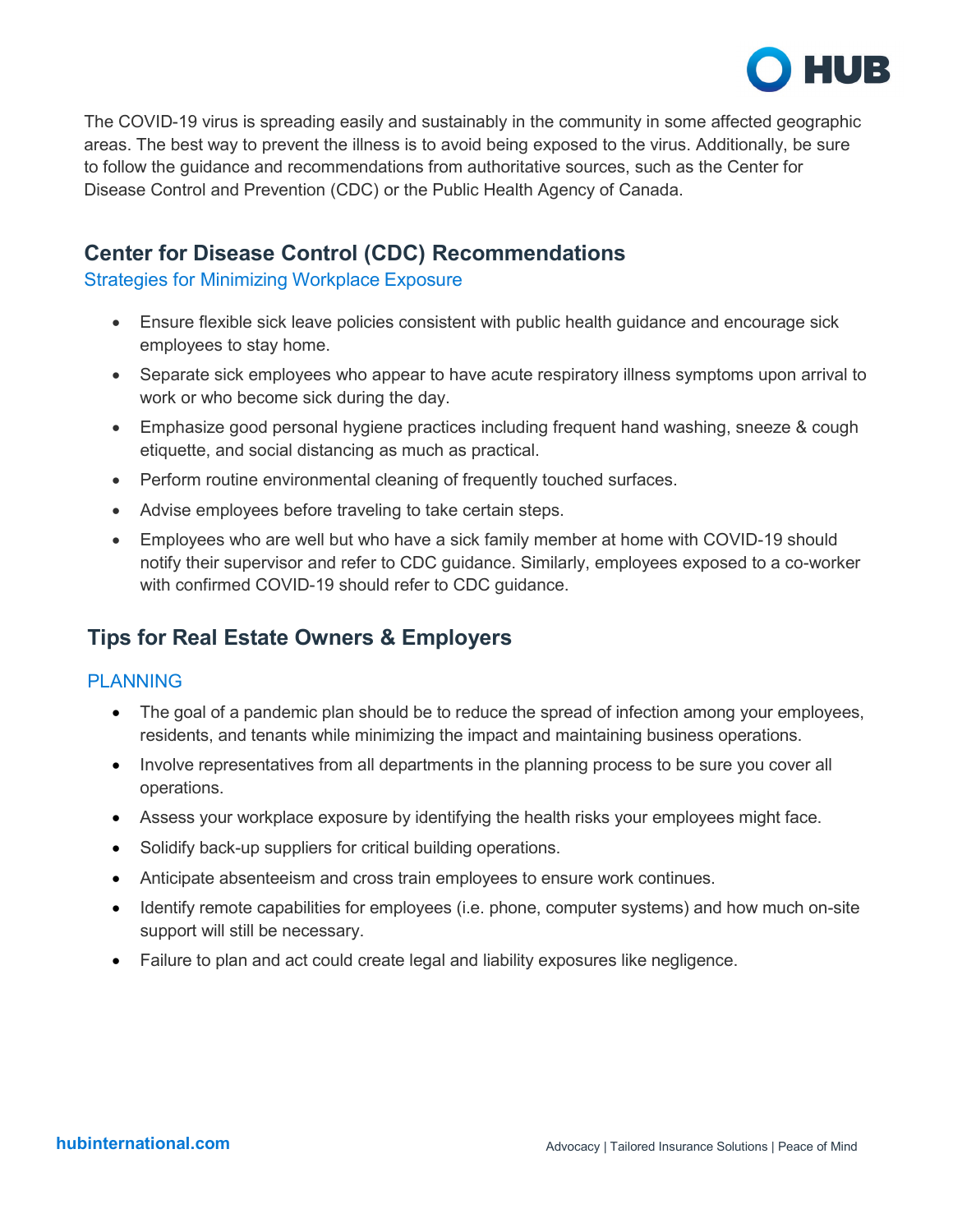The COVID-19 virus is spreading easily and sustainably in the community in some affected geographic areas. The best way to prevent the illness is to avoid being exposed to the virus. Additionally, be sure to follow the guidance and recommendations from authoritative sources, such as the Center for Disease Control and Prevention (CDC) or the Public Health Agency of Canada.

## Center for Disease Control (CDC) Recommendations

### Strategies for Minimizing Workplace Exposure

- Ensure flexible sick leave policies consistent with public health guidance and encourage sick employees to stay home.
- Separate sick employees who appear to have acute respiratory illness symptoms upon arrival to work or who become sick during the day.
- Emphasize good personal hygiene practices including frequent hand washing, sneeze & cough etiquette, and social distancing as much as practical.
- Perform routine environmental cleaning of frequently touched surfaces.
- Advise employees before traveling to take certain steps.
- Employees who are well but who have a sick family member at home with COVID-19 should notify their supervisor and refer to CDC guidance. Similarly, employees exposed to a co-worker with confirmed COVID-19 should refer to CDC guidance.

## Tips for Real Estate Owners & Employers

### PLANNING

- The goal of a pandemic plan should be to reduce the spread of infection among your employees, residents, and tenants while minimizing the impact and maintaining business operations.
- Involve representatives from all departments in the planning process to be sure you cover all operations.
- Assess your workplace exposure by identifying the health risks your employees might face.
- Solidify back-up suppliers for critical building operations.
- Anticipate absenteeism and cross train employees to ensure work continues.
- Identify remote capabilities for employees (i.e. phone, computer systems) and how much on-site support will still be necessary.
- Failure to plan and act could create legal and liability exposures like negligence.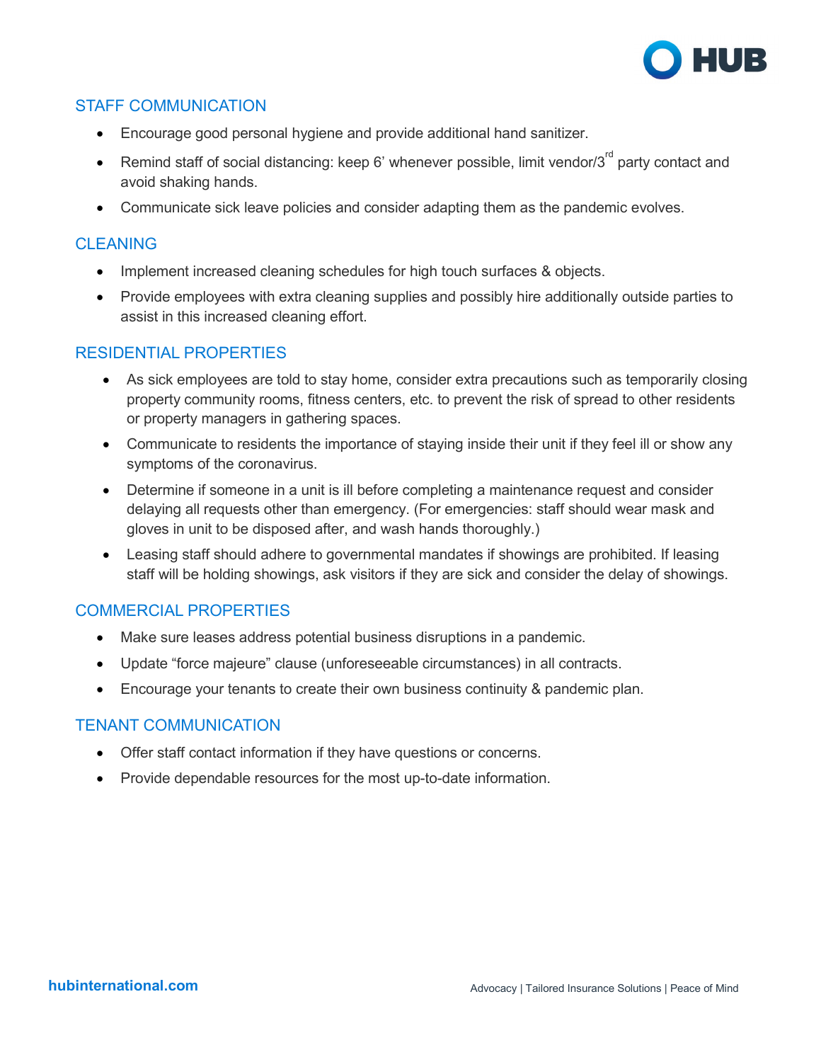## STAFF COMMUNICATION

- Encourage good personal hygiene and provide additional hand sanitizer.
- Remind staff of social distancing: keep 6’ whenever possible, limit vendor/3rd party contact and avoid shaking hands.
- Communicate sick leave policies and consider adapting them as the pandemic evolves.

## CLEANING

- Implement increased cleaning schedules for high touch surfaces & objects.
- Provide employees with extra cleaning supplies and possibly hire additionally outside parties to assist in this increased cleaning effort.

## RESIDENTIAL PROPERTIES

- As sick employees are told to stay home, consider extra precautions such as temporarily closing property community rooms, fitness centers, etc. to prevent the risk of spread to other residents or property managers in gathering spaces.
- Communicate to residents the importance of staying inside their unit if they feel ill or show any symptoms of the coronavirus.
- Determine if someone in a unit is ill before completing a maintenance request and consider delaying all requests other than emergency. (For emergencies: staff should wear mask and gloves in unit to be disposed after, and wash hands thoroughly.)
- Leasing staff should adhere to governmental mandates if showings are prohibited. If leasing staff will be holding showings, ask visitors if they are sick and consider the delay of showings.

## COMMERCIAL PROPERTIES

- Make sure leases address potential business disruptions in a pandemic.
- Update “force majeure” clause (unforeseeable circumstances) in all contracts.
- Encourage your tenants to create their own business continuity & pandemic plan.

## TENANT COMMUNICATION

- Offer staff contact information if they have questions or concerns.
- Provide dependable resources for the most up-to-date information.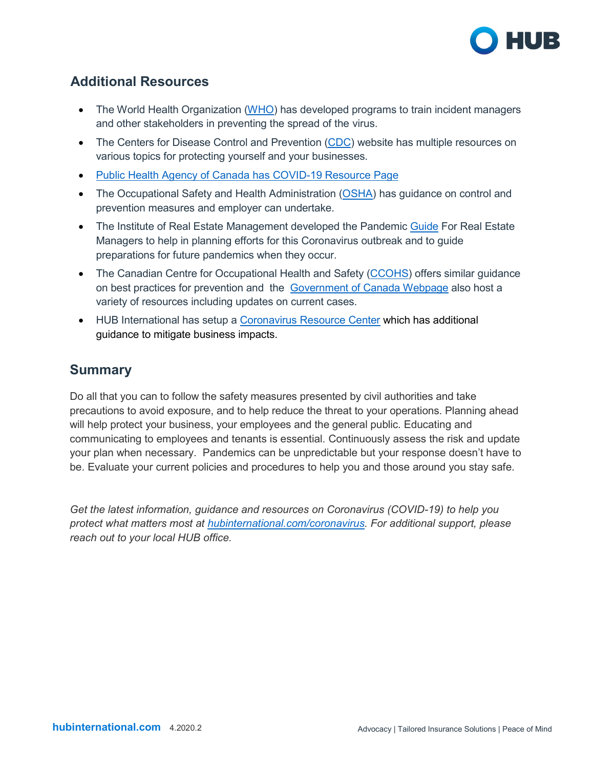## Additional Resources

- The World Health Organization (WHO) has developed programs to train incident managers and other stakeholders in preventing the spread of the virus.
- The Centers for Disease Control and Prevention (CDC) website has multiple resources on various topics for protecting yourself and your businesses.
- Public Health Agency of Canada has COVID-19 Resource Page
- The Occupational Safety and Health Administration (OSHA) has guidance on control and prevention measures and employer can undertake.
- The Institute of Real Estate Management developed the Pandemic Guide For Real Estate Managers to help in planning efforts for this Coronavirus outbreak and to guide preparations for future pandemics when they occur.
- The Canadian Centre for Occupational Health and Safety (CCOHS) offers similar guidance on best practices for prevention and the Government of Canada Webpage also host a variety of resources including updates on current cases.
- HUB International has setup a Coronavirus Resource Center which has additional guidance to mitigate business impacts.

## Summary

Do all that you can to follow the safety measures presented by civil authorities and take precautions to avoid exposure, and to help reduce the threat to your operations. Planning ahead will help protect your business, your employees and the general public. Educating and communicating to employees and tenants is essential. Continuously assess the risk and update your plan when necessary. Pandemics can be unpredictable but your response doesn't have to be. Evaluate your current policies and procedures to help you and those around you stay safe.

*Get the latest information, guidance and resources on Coronavirus (COVID-19) to help you protect what matters most at hubinternational.com/coronavirus. For additional support, please reach out to your local HUB office.*